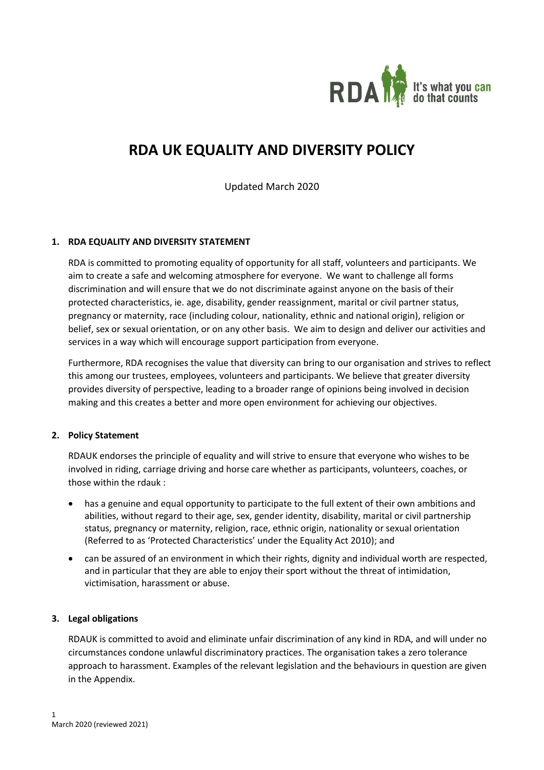# RDA UK EQUALITY AND DIVERSITY POLICY

Updated March 2020

## 1. RDA EQUALITY AND DIVERSITY STATEMENT

RDA is committed to promoting equality of opportunity for all staff, volunteers and participants. We aim to create a safe and welcoming atmosphere for everyone. We want to challenge all forms discrimination and will ensure that we do not discriminate against anyone on the basis of their protected characteristics, ie. age, disability, gender reassignment, marital or civil partner status, pregnancy or maternity, race (including colour, nationality, ethnic and national origin), religion or belief, sex or sexual orientation, or on any other basis. We aim to design and deliver our activities and services in a way which will encourage support participation from everyone.

Furthermore, RDA recognises the value that diversity can bring to our organisation and strives to reflect this among our trustees, employees, volunteers and participants. We believe that greater diversity provides diversity of perspective, leading to a broader range of opinions being involved in decision making and this creates a better and more open environment for achieving our objectives.

## 2. Policy Statement

RDAUK endorses the principle of equality and will strive to ensure that everyone who wishes to be involved in riding, carriage driving and horse care whether as participants, volunteers, coaches, or those within the rdauk :

- has a genuine and equal opportunity to participate to the full extent of their own ambitions and abilities, without regard to their age, sex, gender identity, disability, marital or civil partnership status, pregnancy or maternity, religion, race, ethnic origin, nationality or sexual orientation (Referred to as 'Protected Characteristics' under the Equality Act 2010); and
- can be assured of an environment in which their rights, dignity and individual worth are respected, and in particular that they are able to enjoy their sport without the threat of intimidation, victimisation, harassment or abuse.

## 3. Legal obligations

RDAUK is committed to avoid and eliminate unfair discrimination of any kind in RDA, and will under no circumstances condone unlawful discriminatory practices. The organisation takes a zero tolerance approach to harassment. Examples of the relevant legislation and the behaviours in question are given in the Appendix.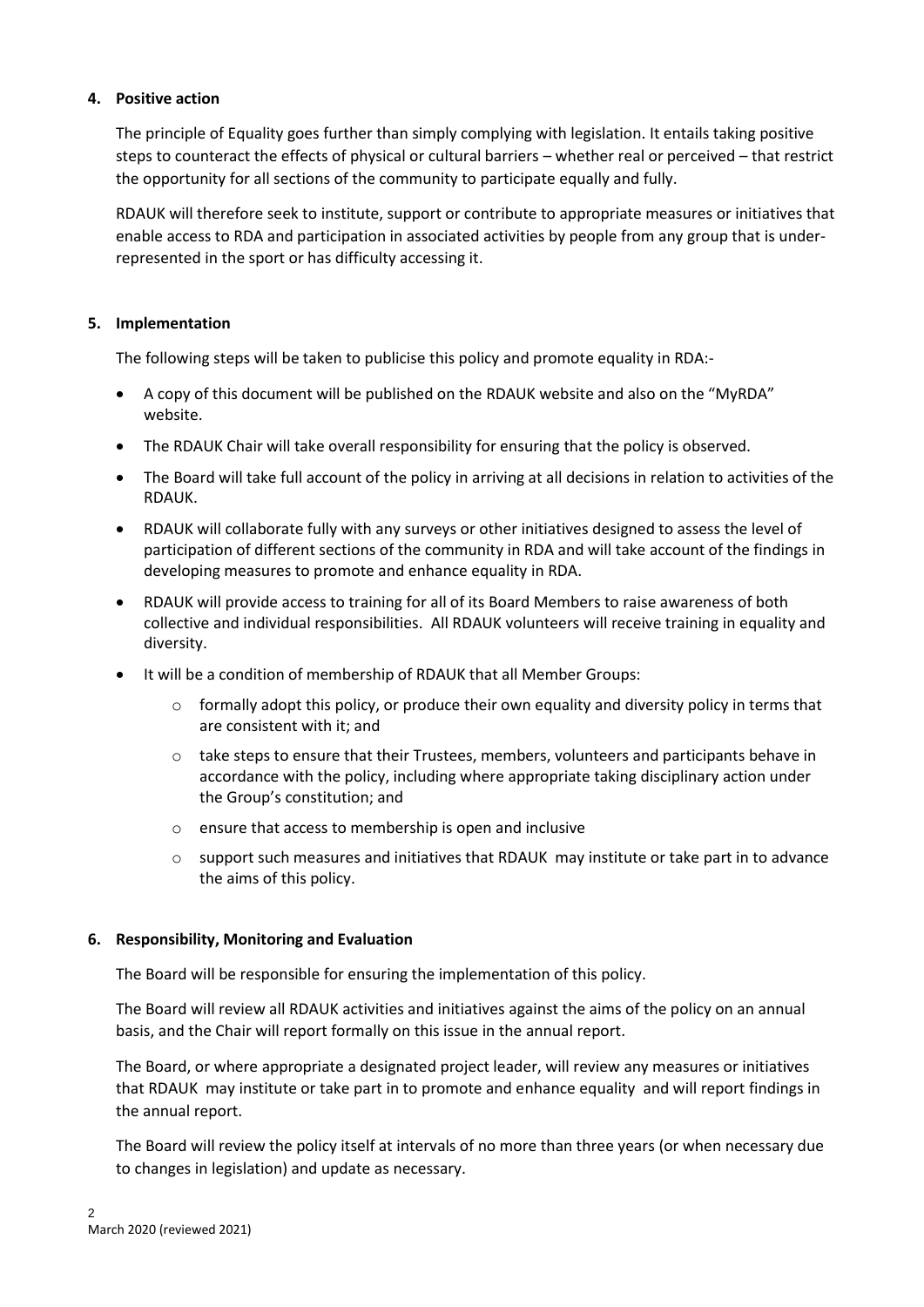## 4. Positive action

The principle of Equality goes further than simply complying with legislation. It entails taking positive steps to counteract the effects of physical or cultural barriers – whether real or perceived – that restrict the opportunity for all sections of the community to participate equally and fully.

RDAUK will therefore seek to institute, support or contribute to appropriate measures or initiatives that enable access to RDA and participation in associated activities by people from any group that is under-represented in the sport or has difficulty accessing it.

## 5. Implementation

The following steps will be taken to publicise this policy and promote equality in RDA:-

- A copy of this document will be published on the RDAUK website and also on the "MyRDA" website.
- The RDAUK Chair will take overall responsibility for ensuring that the policy is observed.
- The Board will take full account of the policy in arriving at all decisions in relation to activities of the RDAUK.
- RDAUK will collaborate fully with any surveys or other initiatives designed to assess the level of participation of different sections of the community in RDA and will take account of the findings in developing measures to promote and enhance equality in RDA.
- RDAUK will provide access to training for all of its Board Members to raise awareness of both collective and individual responsibilities. All RDAUK volunteers will receive training in equality and diversity.
- It will be a condition of membership of RDAUK that all Member Groups:
  - formally adopt this policy, or produce their own equality and diversity policy in terms that are consistent with it; and
  - take steps to ensure that their Trustees, members, volunteers and participants behave in accordance with the policy, including where appropriate taking disciplinary action under the Group's constitution; and
  - ensure that access to membership is open and inclusive
  - support such measures and initiatives that RDAUK may institute or take part in to advance the aims of this policy.

## 6. Responsibility, Monitoring and Evaluation

The Board will be responsible for ensuring the implementation of this policy.

The Board will review all RDAUK activities and initiatives against the aims of the policy on an annual basis, and the Chair will report formally on this issue in the annual report.

The Board, or where appropriate a designated project leader, will review any measures or initiatives that RDAUK may institute or take part in to promote and enhance equality and will report findings in the annual report.

The Board will review the policy itself at intervals of no more than three years (or when necessary due to changes in legislation) and update as necessary.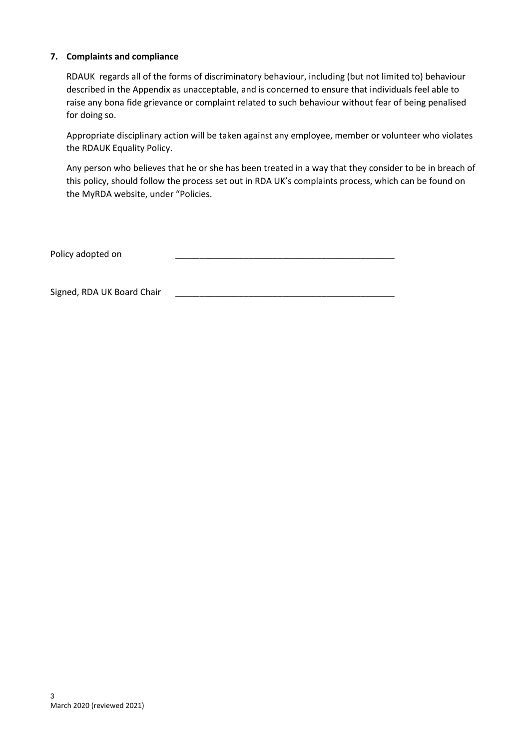## 7. Complaints and compliance

RDAUK regards all of the forms of discriminatory behaviour, including (but not limited to) behaviour described in the Appendix as unacceptable, and is concerned to ensure that individuals feel able to raise any bona fide grievance or complaint related to such behaviour without fear of being penalised for doing so.

Appropriate disciplinary action will be taken against any employee, member or volunteer who violates the RDAUK Equality Policy.

Any person who believes that he or she has been treated in a way that they consider to be in breach of this policy, should follow the process set out in RDA UK's complaints process, which can be found on the MyRDA website, under "Policies.

Policy adopted on ______________________________________________

Signed, RDA UK Board Chair ______________________________________________

March 2020 (reviewed 2021)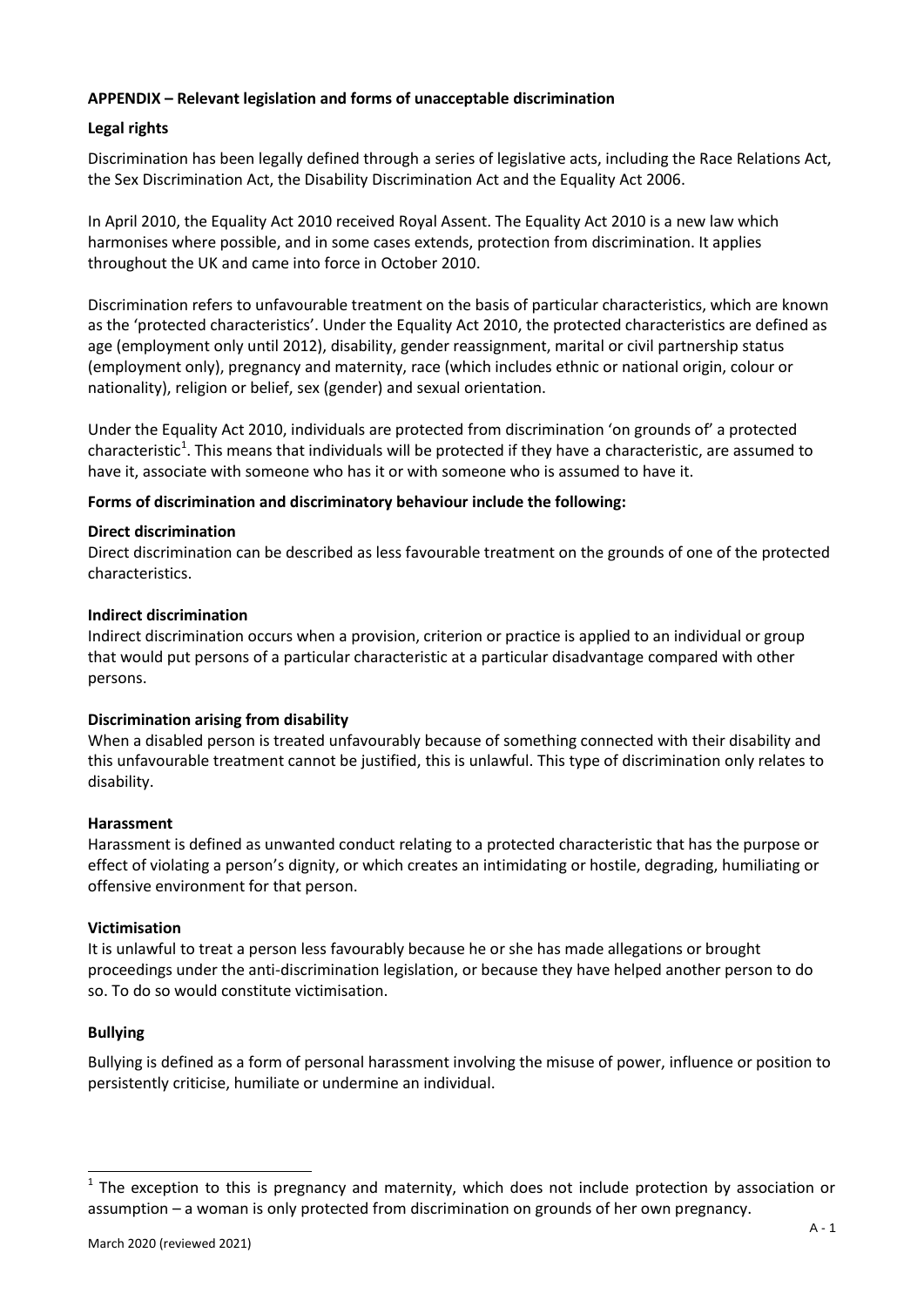**APPENDIX – Relevant legislation and forms of unacceptable discrimination**

**Legal rights**

Discrimination has been legally defined through a series of legislative acts, including the Race Relations Act, the Sex Discrimination Act, the Disability Discrimination Act and the Equality Act 2006.

In April 2010, the Equality Act 2010 received Royal Assent. The Equality Act 2010 is a new law which harmonises where possible, and in some cases extends, protection from discrimination. It applies throughout the UK and came into force in October 2010.

Discrimination refers to unfavourable treatment on the basis of particular characteristics, which are known as the 'protected characteristics'. Under the Equality Act 2010, the protected characteristics are defined as age (employment only until 2012), disability, gender reassignment, marital or civil partnership status (employment only), pregnancy and maternity, race (which includes ethnic or national origin, colour or nationality), religion or belief, sex (gender) and sexual orientation.

Under the Equality Act 2010, individuals are protected from discrimination 'on grounds of' a protected characteristic[1]. This means that individuals will be protected if they have a characteristic, are assumed to have it, associate with someone who has it or with someone who is assumed to have it.

**Forms of discrimination and discriminatory behaviour include the following:**

**Direct discrimination**

Direct discrimination can be described as less favourable treatment on the grounds of one of the protected characteristics.

**Indirect discrimination**

Indirect discrimination occurs when a provision, criterion or practice is applied to an individual or group that would put persons of a particular characteristic at a particular disadvantage compared with other persons.

**Discrimination arising from disability**

When a disabled person is treated unfavourably because of something connected with their disability and this unfavourable treatment cannot be justified, this is unlawful. This type of discrimination only relates to disability.

**Harassment**

Harassment is defined as unwanted conduct relating to a protected characteristic that has the purpose or effect of violating a person's dignity, or which creates an intimidating or hostile, degrading, humiliating or offensive environment for that person.

**Victimisation**

It is unlawful to treat a person less favourably because he or she has made allegations or brought proceedings under the anti-discrimination legislation, or because they have helped another person to do so. To do so would constitute victimisation.

**Bullying**

Bullying is defined as a form of personal harassment involving the misuse of power, influence or position to persistently criticise, humiliate or undermine an individual.

---

[1] The exception to this is pregnancy and maternity, which does not include protection by association or assumption – a woman is only protected from discrimination on grounds of her own pregnancy.

March 2020 (reviewed 2021)